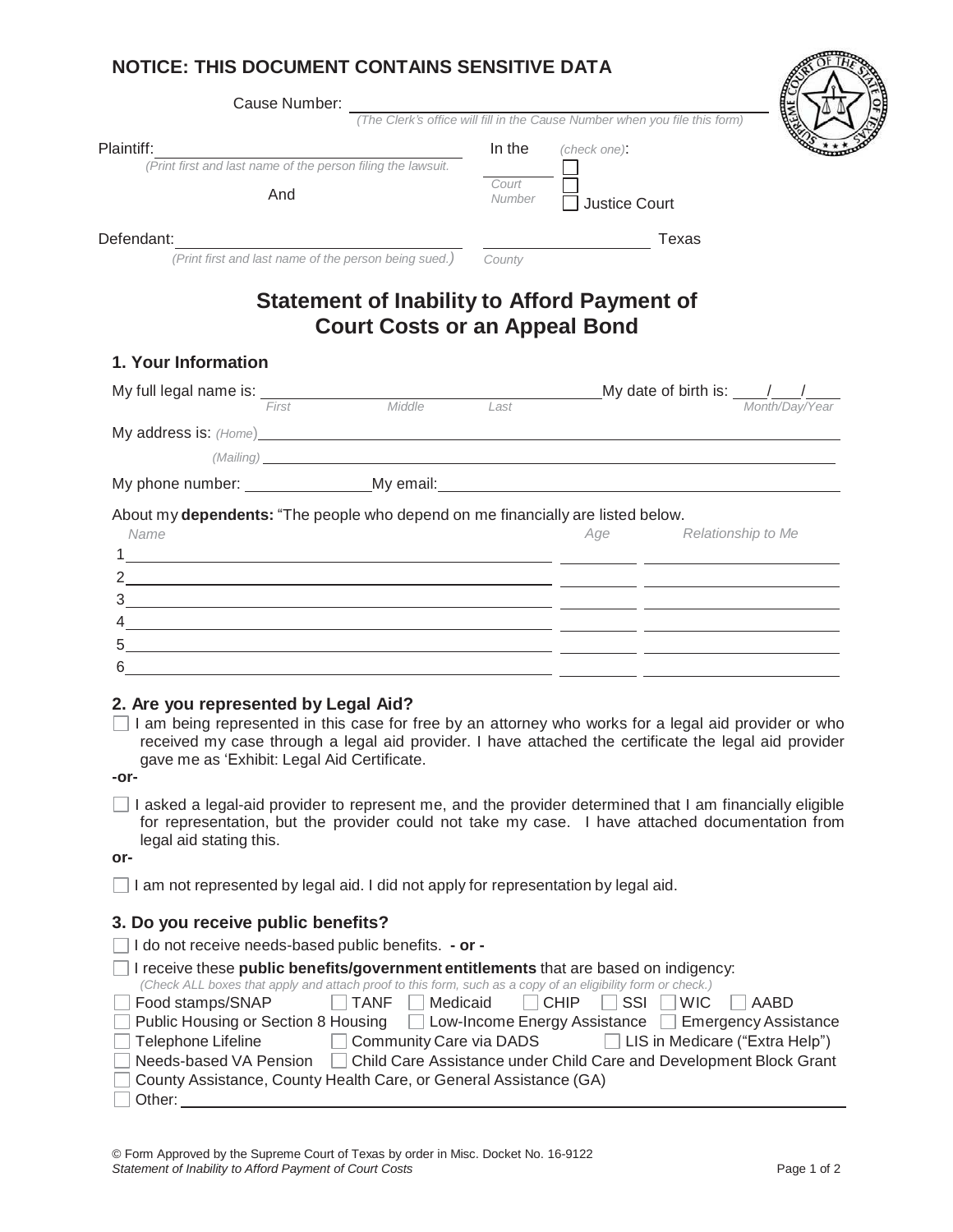**NOTICE: THIS DOCUMENT CONTAINS SENSITIVE DATA**

Cause Number: ______________________________
*(The Clerk's office will fill in the Cause Number when you file this form)*

Plaintiff: ______________________________
*(Print first and last name of the person filing the lawsuit.*

And

Defendant: ______________________________
*(Print first and last name of the person being sued.)*

In the *(check one)*:

______ ☐
*Court Number* ☐
☐ Justice Court

______________ Texas
*County*

# Statement of Inability to Afford Payment of Court Costs or an Appeal Bond

## 1. Your Information

My full legal name is: ______________________________ My date of birth is: ___/___/___
*First Middle Last* *Month/Day/Year*

My address is: *(Home)* ______________________________

*(Mailing)* ______________________________

My phone number: ______________ My email: ______________________________

About my **dependents:** "The people who depend on me financially are listed below.

| | *Name* | *Age* | *Relationship to Me* |
|---|---|---|---|
| 1 | | | |
| 2 | | | |
| 3 | | | |
| 4 | | | |
| 5 | | | |
| 6 | | | |

## 2. Are you represented by Legal Aid?

☐ I am being represented in this case for free by an attorney who works for a legal aid provider or who received my case through a legal aid provider. I have attached the certificate the legal aid provider gave me as 'Exhibit: Legal Aid Certificate.

**-or-**

☐ I asked a legal-aid provider to represent me, and the provider determined that I am financially eligible for representation, but the provider could not take my case. I have attached documentation from legal aid stating this.

**or-**

☐ I am not represented by legal aid. I did not apply for representation by legal aid.

## 3. Do you receive public benefits?

☐ I do not receive needs-based public benefits. **- or -**

☐ I receive these **public benefits/government entitlements** that are based on indigency:
*(Check ALL boxes that apply and attach proof to this form, such as a copy of an eligibility form or check.)*

☐ Food stamps/SNAP ☐ TANF ☐ Medicaid ☐ CHIP ☐ SSI ☐ WIC ☐ AABD
☐ Public Housing or Section 8 Housing ☐ Low-Income Energy Assistance ☐ Emergency Assistance
☐ Telephone Lifeline ☐ Community Care via DADS ☐ LIS in Medicare ("Extra Help")
☐ Needs-based VA Pension ☐ Child Care Assistance under Child Care and Development Block Grant
☐ County Assistance, County Health Care, or General Assistance (GA)
☐ Other: ______________________________

© Form Approved by the Supreme Court of Texas by order in Misc. Docket No. 16-9122
*Statement of Inability to Afford Payment of Court Costs*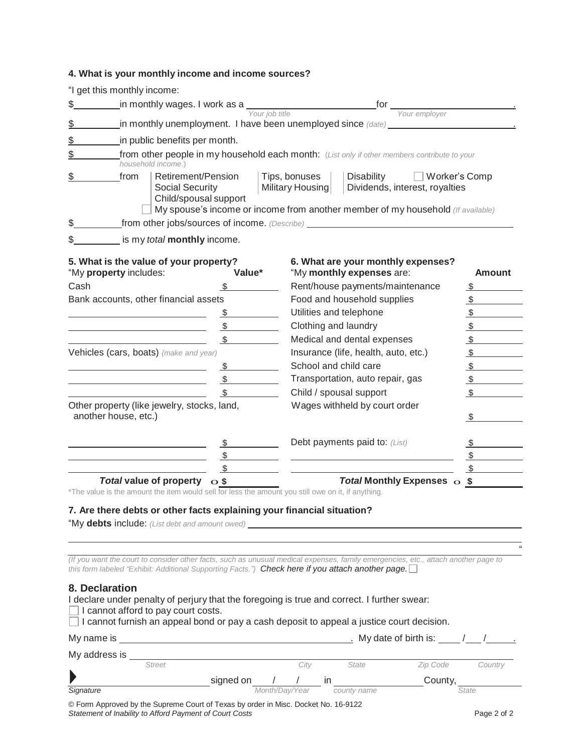### 4. What is your monthly income and income sources?

"I get this monthly income:

$\_\_\_\_\_\_\_\_ in monthly wages. I work as a \_\_\_\_\_\_\_\_\_\_\_\_\_\_\_\_\_\_\_\_ for \_\_\_\_\_\_\_\_\_\_\_\_\_\_\_\_\_\_\_\_.
*Your job title* *Your employer*

$\_\_\_\_\_\_\_\_ in monthly unemployment. I have been unemployed since *(date)* \_\_\_\_\_\_\_\_\_\_\_\_\_\_\_\_\_\_\_\_.

$\_\_\_\_\_\_\_\_ in public benefits per month.

$\_\_\_\_\_\_\_\_ from other people in my household each month: *(List only if other members contribute to your household income.)*

$\_\_\_\_\_\_\_\_ from

- Retirement/Pension
- Social Security
- Child/spousal support
- Tips, bonuses
- Military Housing
- Disability
- ☐ Worker's Comp
- Dividends, interest, royalties
- ☐ My spouse's income or income from another member of my household *(If available)*

$\_\_\_\_\_\_\_\_ from other jobs/sources of income. *(Describe)* \_\_\_\_\_\_\_\_\_\_\_\_\_\_\_\_\_\_\_\_

$\_\_\_\_\_\_\_\_ is my *total* **monthly** income.

### 5. What is the value of your property?

| "My **property** includes: | Value* |
|---|---|
| Cash | $ |
| Bank accounts, other financial assets | |
| | $ |
| | $ |
| | $ |
| Vehicles (cars, boats) *(make and year)* | |
| | $ |
| | $ |
| | $ |
| Other property (like jewelry, stocks, land, another house, etc.) | |
| | $ |
| | $ |
| | $ |
| ***Total* value of property** | $ |

*The value is the amount the item would sell for less the amount you still owe on it, if anything.

### 6. What are your monthly expenses?

| "My **monthly expenses** are: | Amount |
|---|---|
| Rent/house payments/maintenance | $ |
| Food and household supplies | $ |
| Utilities and telephone | $ |
| Clothing and laundry | $ |
| Medical and dental expenses | $ |
| Insurance (life, health, auto, etc.) | $ |
| School and child care | $ |
| Transportation, auto repair, gas | $ |
| Child / spousal support | $ |
| Wages withheld by court order | $ |
| Debt payments paid to: *(List)* | $ |
| | $ |
| | $ |
| ***Total* Monthly Expenses** | $ |

### 7. Are there debts or other facts explaining your financial situation?

"My **debts** include: *(List debt and amount owed)* \_\_\_\_\_\_\_\_\_\_\_\_\_\_\_\_\_\_\_\_

\_\_\_\_\_\_\_\_\_\_\_\_\_\_\_\_\_\_\_\_"

*(If you want the court to consider other facts, such as unusual medical expenses, family emergencies, etc., attach another page to this form labeled "Exhibit: Additional Supporting Facts.")* ***Check here if you attach another page.*** ☐

### 8. Declaration

I declare under penalty of perjury that the foregoing is true and correct. I further swear:

☐ I cannot afford to pay court costs.

☐ I cannot furnish an appeal bond or pay a cash deposit to appeal a justice court decision.

My name is \_\_\_\_\_\_\_\_\_\_\_\_\_\_\_\_\_\_\_\_. My date of birth is: \_\_\_\_/\_\_\_/\_\_\_\_\_.

My address is \_\_\_\_\_\_\_\_\_\_\_\_\_\_\_\_\_\_\_\_
*Street City State Zip Code Country*

\_\_\_\_\_\_\_\_\_\_\_\_\_\_\_\_\_\_\_\_ signed on \_\_\_/\_\_\_/\_\_\_ in \_\_\_\_\_\_\_\_\_\_\_\_ County, \_\_\_\_\_\_\_\_\_\_
*Signature* *Month/Day/Year* *county name* *State*

© Form Approved by the Supreme Court of Texas by order in Misc. Docket No. 16-9122
*Statement of Inability to Afford Payment of Court Costs*